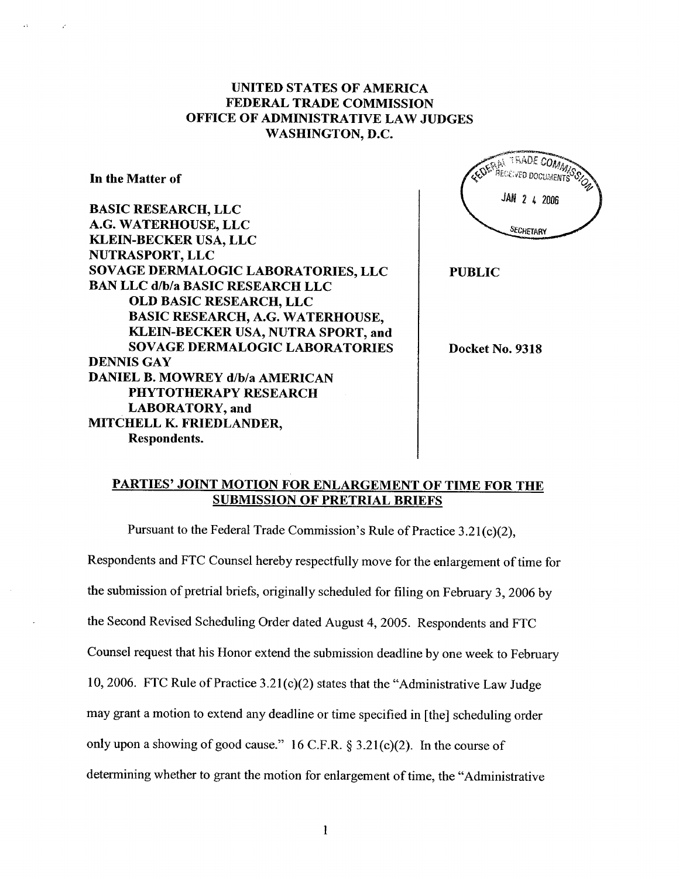# UNITED STATES OF AMERICA
# FEDERAL TRADE COMMISSION
# OFFICE OF ADMINISTRATIVE LAW JUDGES
# WASHINGTON, D.C.

FEDERAL TRADE COMMISSION RECEIVED DOCUMENTS JAN 24 2006 SECRETARY

**In the Matter of**

**BASIC RESEARCH, LLC**
**A.G. WATERHOUSE, LLC**
**KLEIN-BECKER USA, LLC**
**NUTRASPORT, LLC**
**SOVAGE DERMALOGIC LABORATORIES, LLC**
**BAN LLC d/b/a BASIC RESEARCH LLC**
**OLD BASIC RESEARCH, LLC**
**BASIC RESEARCH, A.G. WATERHOUSE, KLEIN-BECKER USA, NUTRA SPORT, and SOVAGE DERMALOGIC LABORATORIES**
**DENNIS GAY**
**DANIEL B. MOWREY d/b/a AMERICAN PHYTOTHERAPY RESEARCH LABORATORY, and**
**MITCHELL K. FRIEDLANDER,**
**Respondents.**

**PUBLIC**

**Docket No. 9318**

## PARTIES' JOINT MOTION FOR ENLARGEMENT OF TIME FOR THE SUBMISSION OF PRETRIAL BRIEFS

Pursuant to the Federal Trade Commission's Rule of Practice 3.21(c)(2), Respondents and FTC Counsel hereby respectfully move for the enlargement of time for the submission of pretrial briefs, originally scheduled for filing on February 3, 2006 by the Second Revised Scheduling Order dated August 4, 2005. Respondents and FTC Counsel request that his Honor extend the submission deadline by one week to February 10, 2006. FTC Rule of Practice 3.21(c)(2) states that the "Administrative Law Judge may grant a motion to extend any deadline or time specified in [the] scheduling order only upon a showing of good cause." 16 C.F.R. § 3.21(c)(2). In the course of determining whether to grant the motion for enlargement of time, the "Administrative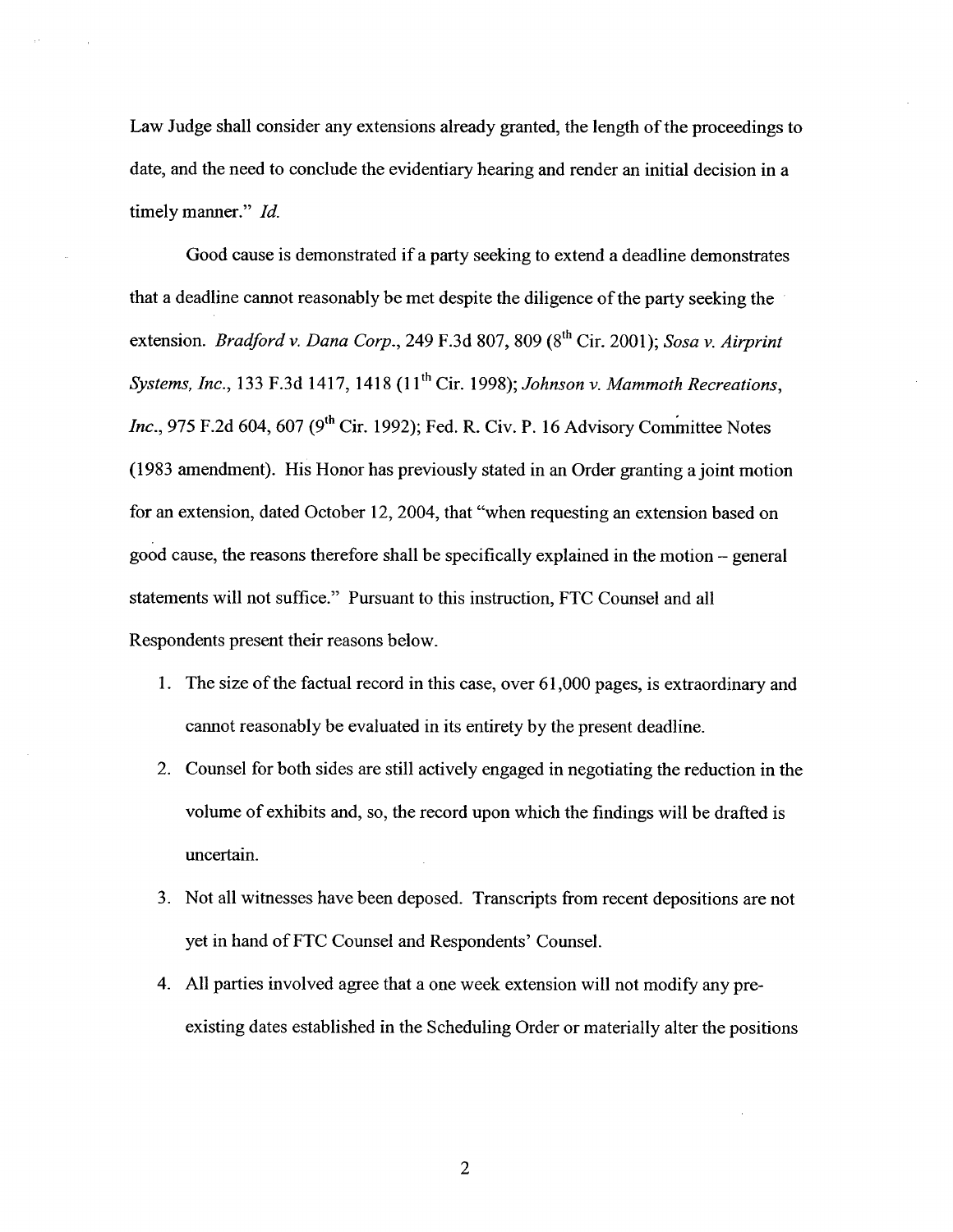Law Judge shall consider any extensions already granted, the length of the proceedings to date, and the need to conclude the evidentiary hearing and render an initial decision in a timely manner." *Id.*

Good cause is demonstrated if a party seeking to extend a deadline demonstrates that a deadline cannot reasonably be met despite the diligence of the party seeking the extension. *Bradford v. Dana Corp.*, 249 F.3d 807, 809 (8th Cir. 2001); *Sosa v. Airprint Systems, Inc.*, 133 F.3d 1417, 1418 (11th Cir. 1998); *Johnson v. Mammoth Recreations, Inc.*, 975 F.2d 604, 607 (9th Cir. 1992); Fed. R. Civ. P. 16 Advisory Committee Notes (1983 amendment). His Honor has previously stated in an Order granting a joint motion for an extension, dated October 12, 2004, that "when requesting an extension based on good cause, the reasons therefore shall be specifically explained in the motion – general statements will not suffice." Pursuant to this instruction, FTC Counsel and all Respondents present their reasons below.

1. The size of the factual record in this case, over 61,000 pages, is extraordinary and cannot reasonably be evaluated in its entirety by the present deadline.
2. Counsel for both sides are still actively engaged in negotiating the reduction in the volume of exhibits and, so, the record upon which the findings will be drafted is uncertain.
3. Not all witnesses have been deposed. Transcripts from recent depositions are not yet in hand of FTC Counsel and Respondents' Counsel.
4. All parties involved agree that a one week extension will not modify any pre-existing dates established in the Scheduling Order or materially alter the positions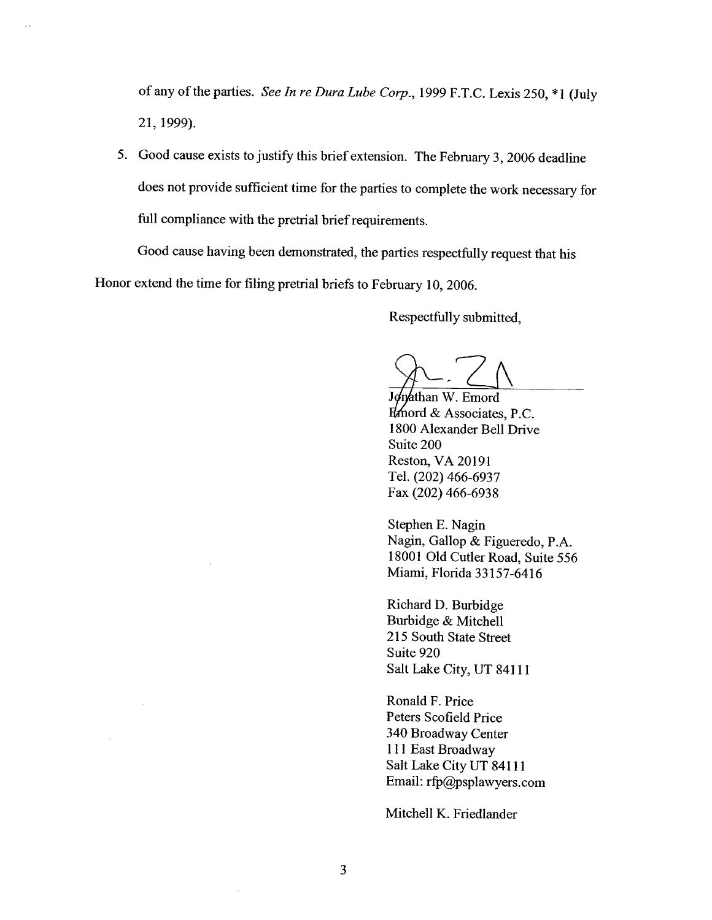of any of the parties. *See In re Dura Lube Corp.*, 1999 F.T.C. Lexis 250, *1 (July 21, 1999).

5. Good cause exists to justify this brief extension. The February 3, 2006 deadline does not provide sufficient time for the parties to complete the work necessary for full compliance with the pretrial brief requirements.

Good cause having been demonstrated, the parties respectfully request that his Honor extend the time for filing pretrial briefs to February 10, 2006.

Respectfully submitted,

Jonathan W. Emord
Emord & Associates, P.C.
1800 Alexander Bell Drive
Suite 200
Reston, VA 20191
Tel. (202) 466-6937
Fax (202) 466-6938

Stephen E. Nagin
Nagin, Gallop & Figueredo, P.A.
18001 Old Cutler Road, Suite 556
Miami, Florida 33157-6416

Richard D. Burbidge
Burbidge & Mitchell
215 South State Street
Suite 920
Salt Lake City, UT 84111

Ronald F. Price
Peters Scofield Price
340 Broadway Center
111 East Broadway
Salt Lake City UT 84111
Email: rfp@psplawyers.com

Mitchell K. Friedlander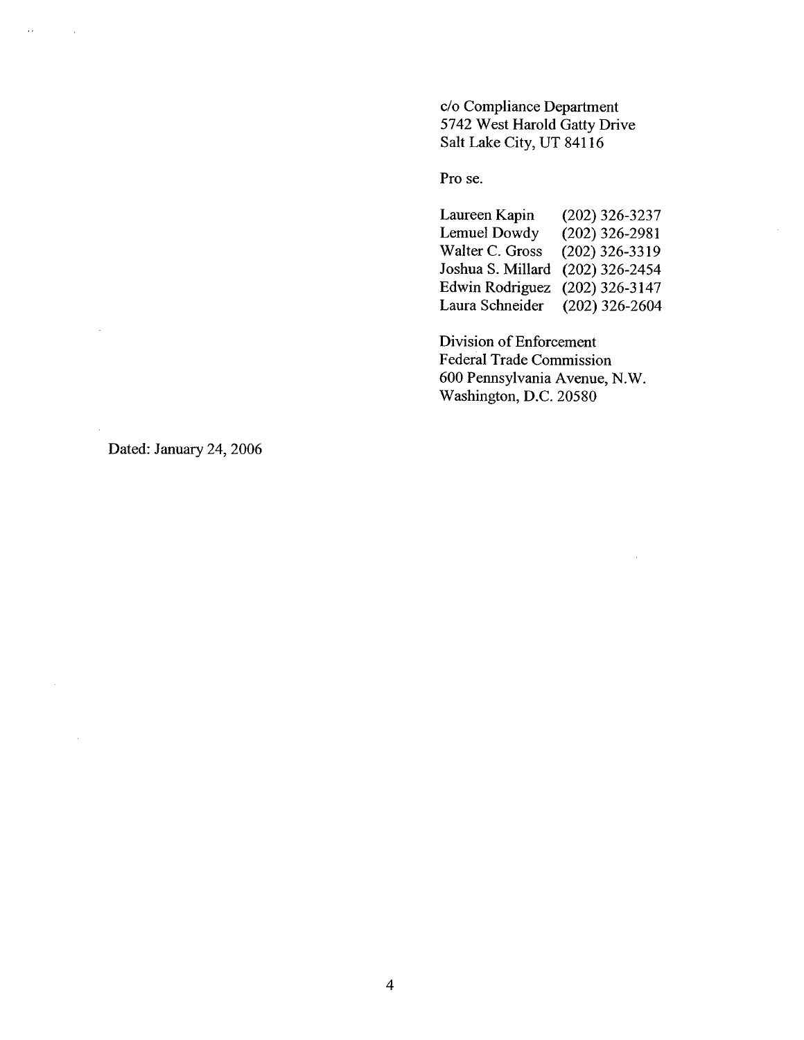c/o Compliance Department
5742 West Harold Gatty Drive
Salt Lake City, UT 84116

Pro se.

| | |
|---|---|
| Laureen Kapin | (202) 326-3237 |
| Lemuel Dowdy | (202) 326-2981 |
| Walter C. Gross | (202) 326-3319 |
| Joshua S. Millard | (202) 326-2454 |
| Edwin Rodriguez | (202) 326-3147 |
| Laura Schneider | (202) 326-2604 |

Division of Enforcement
Federal Trade Commission
600 Pennsylvania Avenue, N.W.
Washington, D.C. 20580

Dated: January 24, 2006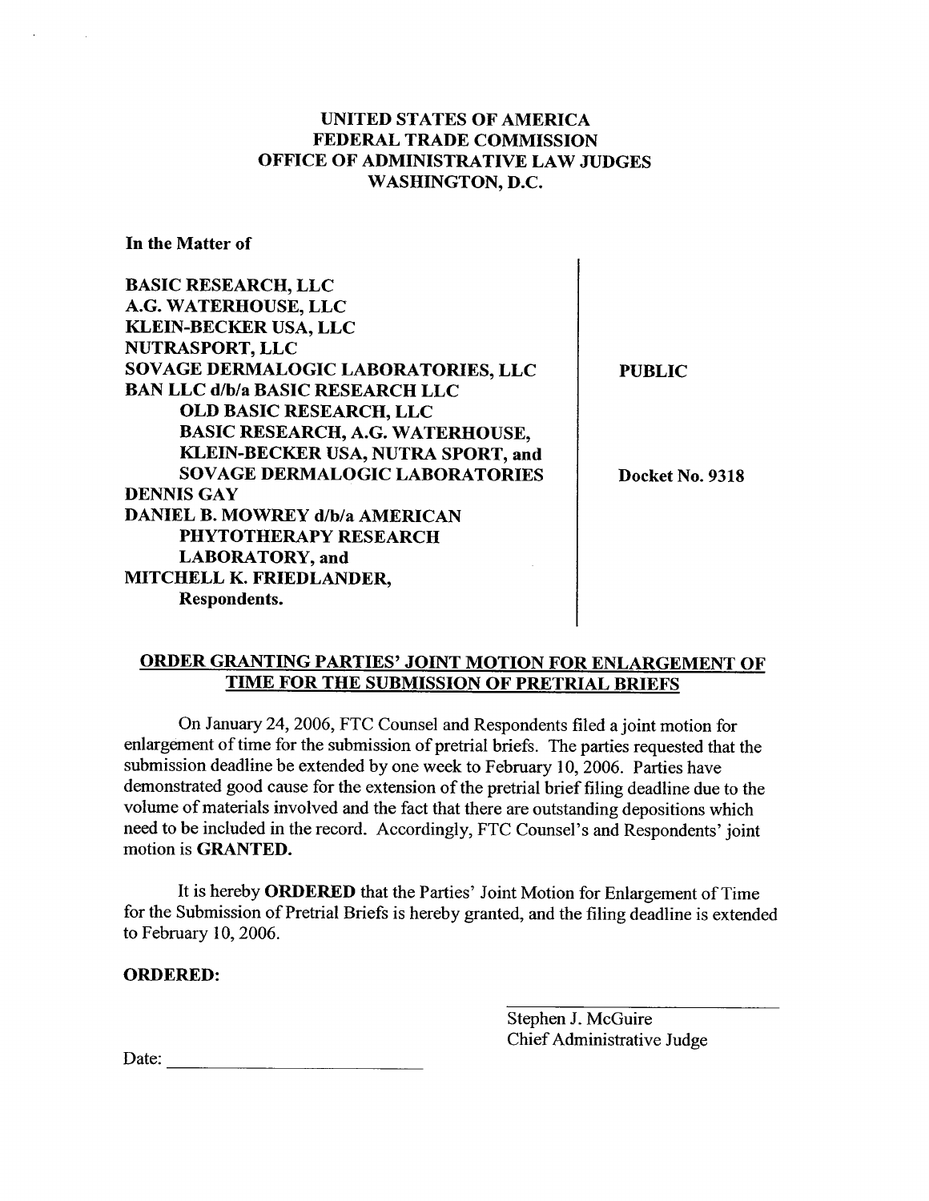**UNITED STATES OF AMERICA**
**FEDERAL TRADE COMMISSION**
**OFFICE OF ADMINISTRATIVE LAW JUDGES**
**WASHINGTON, D.C.**

**In the Matter of**

| | |
|---|---|
| **BASIC RESEARCH, LLC** | |
| **A.G. WATERHOUSE, LLC** | |
| **KLEIN-BECKER USA, LLC** | |
| **NUTRASPORT, LLC** | |
| **SOVAGE DERMALOGIC LABORATORIES, LLC** | **PUBLIC** |
| **BAN LLC d/b/a BASIC RESEARCH LLC** | |
| **OLD BASIC RESEARCH, LLC** | |
| **BASIC RESEARCH, A.G. WATERHOUSE,** | |
| **KLEIN-BECKER USA, NUTRA SPORT, and** | |
| **SOVAGE DERMALOGIC LABORATORIES** | **Docket No. 9318** |
| **DENNIS GAY** | |
| **DANIEL B. MOWREY d/b/a AMERICAN** | |
| **PHYTOTHERAPY RESEARCH** | |
| **LABORATORY, and** | |
| **MITCHELL K. FRIEDLANDER,** | |
| **Respondents.** | |

## ORDER GRANTING PARTIES' JOINT MOTION FOR ENLARGEMENT OF TIME FOR THE SUBMISSION OF PRETRIAL BRIEFS

On January 24, 2006, FTC Counsel and Respondents filed a joint motion for enlargement of time for the submission of pretrial briefs. The parties requested that the submission deadline be extended by one week to February 10, 2006. Parties have demonstrated good cause for the extension of the pretrial brief filing deadline due to the volume of materials involved and the fact that there are outstanding depositions which need to be included in the record. Accordingly, FTC Counsel's and Respondents' joint motion is **GRANTED.**

It is hereby **ORDERED** that the Parties' Joint Motion for Enlargement of Time for the Submission of Pretrial Briefs is hereby granted, and the filing deadline is extended to February 10, 2006.

**ORDERED:**

Stephen J. McGuire
Chief Administrative Judge

Date: ______________________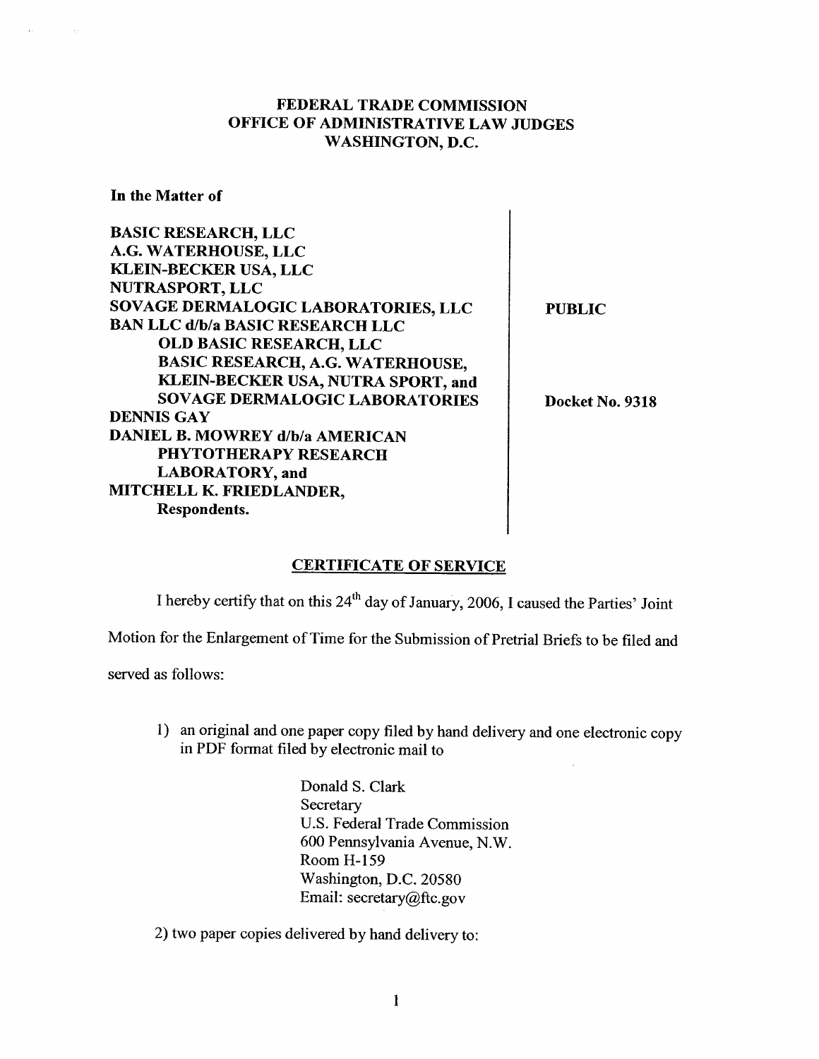**FEDERAL TRADE COMMISSION**
**OFFICE OF ADMINISTRATIVE LAW JUDGES**
**WASHINGTON, D.C.**

**In the Matter of**

| | | |
|---|---|---|
| **BASIC RESEARCH, LLC**<br>**A.G. WATERHOUSE, LLC**<br>**KLEIN-BECKER USA, LLC**<br>**NUTRASPORT, LLC**<br>**SOVAGE DERMALOGIC LABORATORIES, LLC**<br>**BAN LLC d/b/a BASIC RESEARCH LLC**<br>**OLD BASIC RESEARCH, LLC**<br>**BASIC RESEARCH, A.G. WATERHOUSE,**<br>**KLEIN-BECKER USA, NUTRA SPORT, and**<br>**SOVAGE DERMALOGIC LABORATORIES**<br>**DENNIS GAY**<br>**DANIEL B. MOWREY d/b/a AMERICAN**<br>**PHYTOTHERAPY RESEARCH**<br>**LABORATORY, and**<br>**MITCHELL K. FRIEDLANDER,**<br>**Respondents.** | | **PUBLIC**<br><br>**Docket No. 9318** |

**CERTIFICATE OF SERVICE**

I hereby certify that on this 24th day of January, 2006, I caused the Parties' Joint Motion for the Enlargement of Time for the Submission of Pretrial Briefs to be filed and served as follows:

1) an original and one paper copy filed by hand delivery and one electronic copy in PDF format filed by electronic mail to

Donald S. Clark
Secretary
U.S. Federal Trade Commission
600 Pennsylvania Avenue, N.W.
Room H-159
Washington, D.C. 20580
Email: secretary@ftc.gov

2) two paper copies delivered by hand delivery to: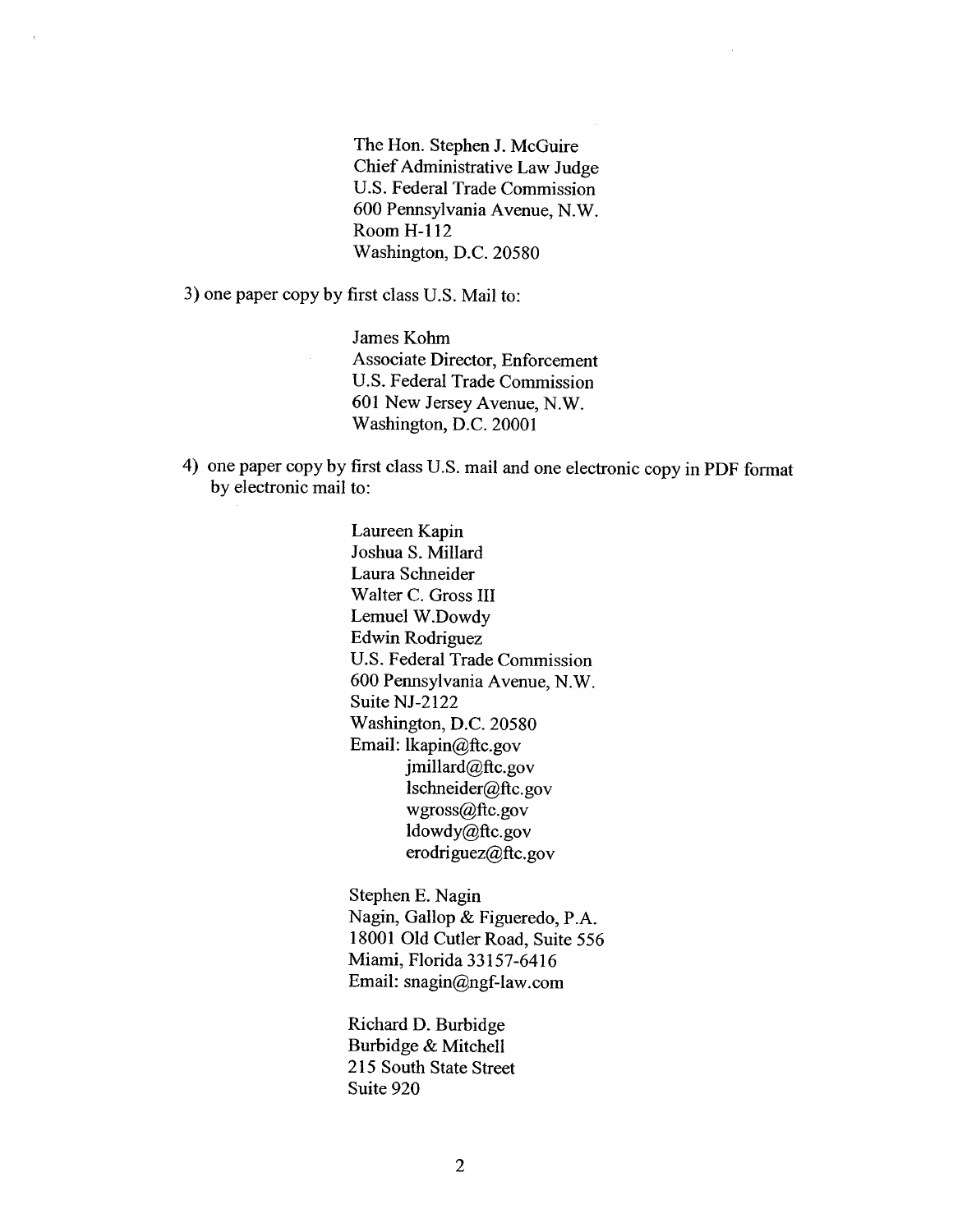The Hon. Stephen J. McGuire
Chief Administrative Law Judge
U.S. Federal Trade Commission
600 Pennsylvania Avenue, N.W.
Room H-112
Washington, D.C. 20580

3) one paper copy by first class U.S. Mail to:

James Kohm
Associate Director, Enforcement
U.S. Federal Trade Commission
601 New Jersey Avenue, N.W.
Washington, D.C. 20001

4) one paper copy by first class U.S. mail and one electronic copy in PDF format by electronic mail to:

Laureen Kapin
Joshua S. Millard
Laura Schneider
Walter C. Gross III
Lemuel W.Dowdy
Edwin Rodriguez
U.S. Federal Trade Commission
600 Pennsylvania Avenue, N.W.
Suite NJ-2122
Washington, D.C. 20580
Email: lkapin@ftc.gov
jmillard@ftc.gov
lschneider@ftc.gov
wgross@ftc.gov
ldowdy@ftc.gov
erodriguez@ftc.gov

Stephen E. Nagin
Nagin, Gallop & Figueredo, P.A.
18001 Old Cutler Road, Suite 556
Miami, Florida 33157-6416
Email: snagin@ngf-law.com

Richard D. Burbidge
Burbidge & Mitchell
215 South State Street
Suite 920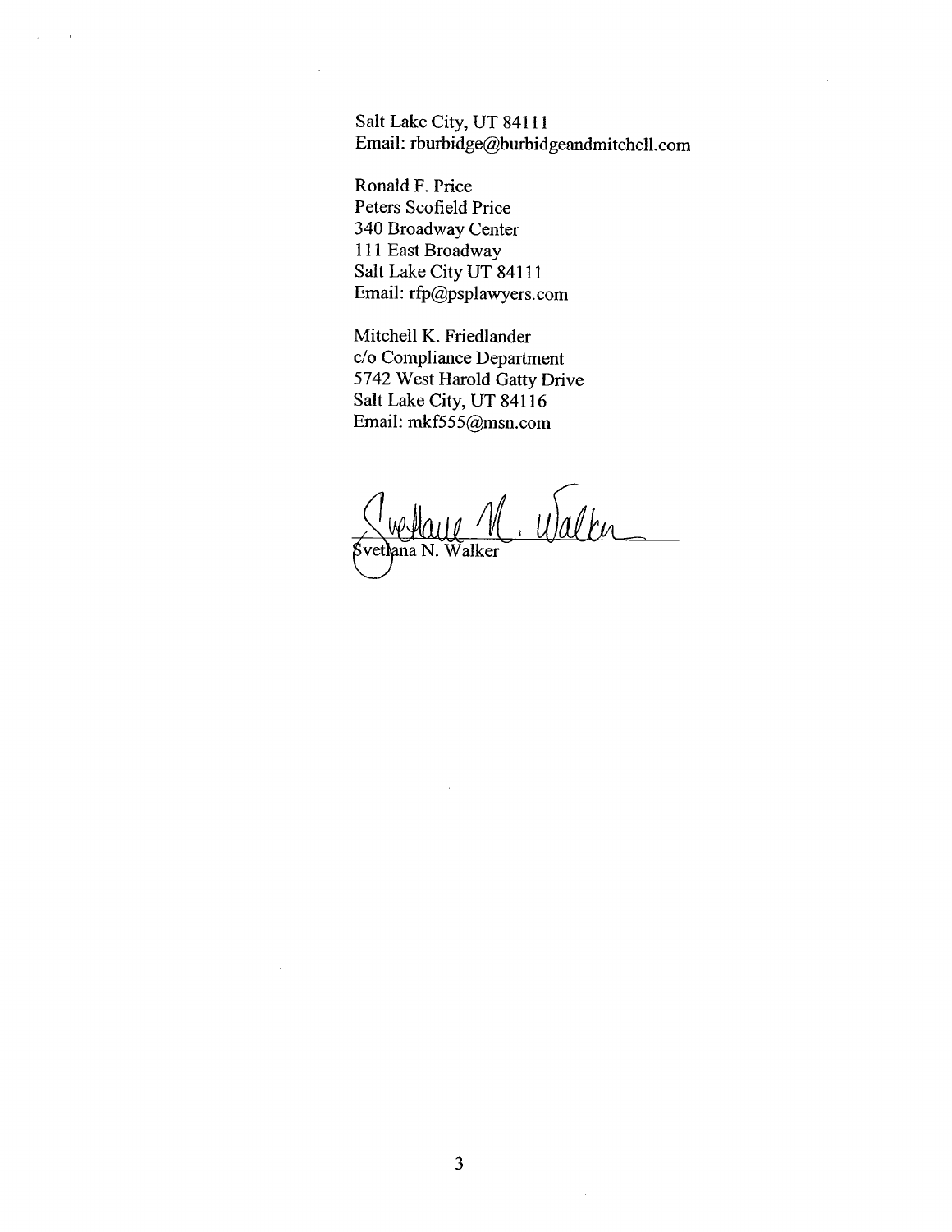Salt Lake City, UT 84111
Email: rburbidge@burbidgeandmitchell.com

Ronald F. Price
Peters Scofield Price
340 Broadway Center
111 East Broadway
Salt Lake City UT 84111
Email: rfp@psplawyers.com

Mitchell K. Friedlander
c/o Compliance Department
5742 West Harold Gatty Drive
Salt Lake City, UT 84116
Email: mkf555@msn.com

Svetlana N. Walker